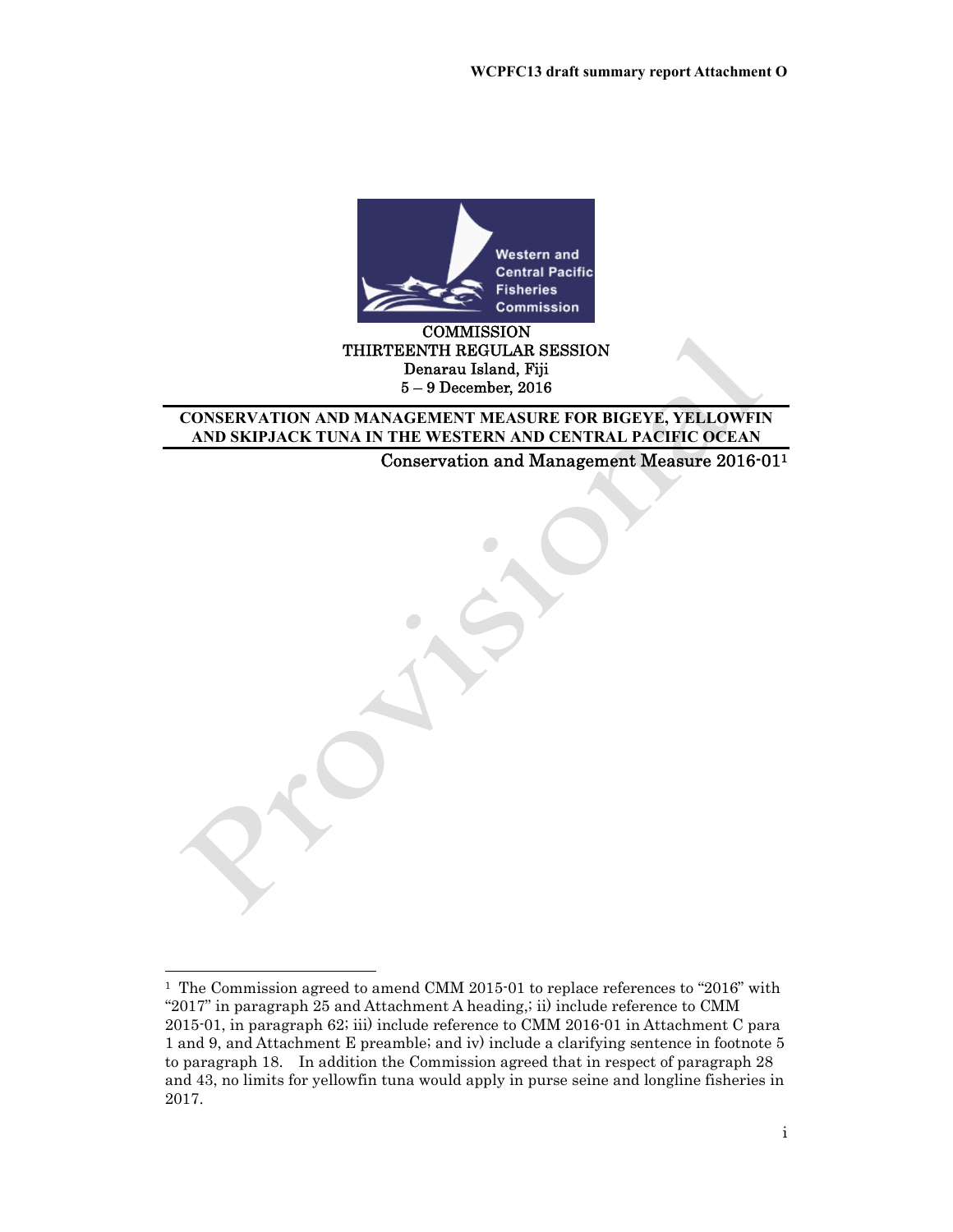**WCPFC13 draft summary report Attachment O**

COMMISSION
THIRTEENTH REGULAR SESSION
Denarau Island, Fiji
5 – 9 December, 2016

# CONSERVATION AND MANAGEMENT MEASURE FOR BIGEYE, YELLOWFIN AND SKIPJACK TUNA IN THE WESTERN AND CENTRAL PACIFIC OCEAN

Conservation and Management Measure 2016-01[1]

[1] The Commission agreed to amend CMM 2015-01 to replace references to "2016" with "2017" in paragraph 25 and Attachment A heading,; ii) include reference to CMM 2015-01, in paragraph 62; iii) include reference to CMM 2016-01 in Attachment C para 1 and 9, and Attachment E preamble; and iv) include a clarifying sentence in footnote 5 to paragraph 18. In addition the Commission agreed that in respect of paragraph 28 and 43, no limits for yellowfin tuna would apply in purse seine and longline fisheries in 2017.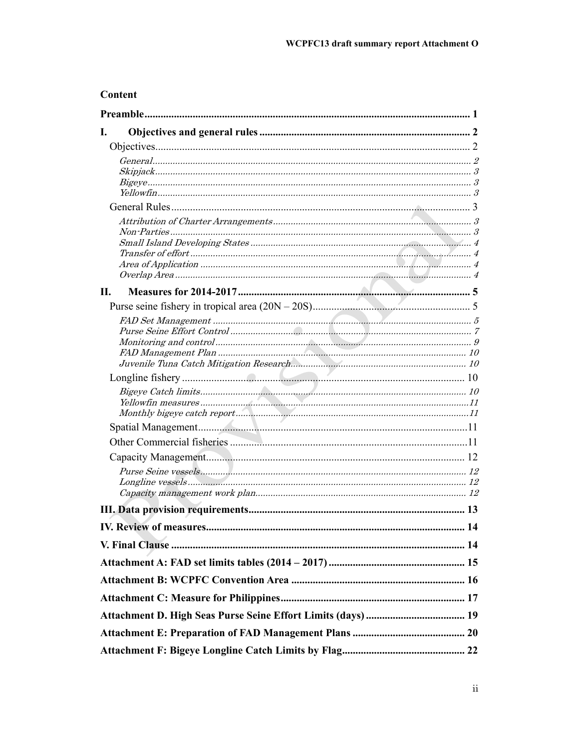# Content

**Preamble** 1

**I. Objectives and general rules** 2

- Objectives 2
  - *General* 2
  - *Skipjack* 3
  - *Bigeye* 3
  - *Yellowfin* 3
- General Rules 3
  - *Attribution of Charter Arrangements* 3
  - *Non-Parties* 3
  - *Small Island Developing States* 4
  - *Transfer of effort* 4
  - *Area of Application* 4
  - *Overlap Area* 4

**II. Measures for 2014-2017** 5

- Purse seine fishery in tropical area (20N – 20S) 5
  - *FAD Set Management* 5
  - *Purse Seine Effort Control* 7
  - *Monitoring and control* 9
  - *FAD Management Plan* 10
  - *Juvenile Tuna Catch Mitigation Research* 10
- Longline fishery 10
  - *Bigeye Catch limits* 10
  - *Yellowfin measures* 11
  - *Monthly bigeye catch report* 11
- Spatial Management 11
- Other Commercial fisheries 11
- Capacity Management 12
  - *Purse Seine vessels* 12
  - *Longline vessels* 12
  - *Capacity management work plan* 12

**III. Data provision requirements** 13

**IV. Review of measures** 14

**V. Final Clause** 14

**Attachment A: FAD set limits tables (2014 – 2017)** 15

**Attachment B: WCPFC Convention Area** 16

**Attachment C: Measure for Philippines** 17

**Attachment D. High Seas Purse Seine Effort Limits (days)** 19

**Attachment E: Preparation of FAD Management Plans** 20

**Attachment F: Bigeye Longline Catch Limits by Flag** 22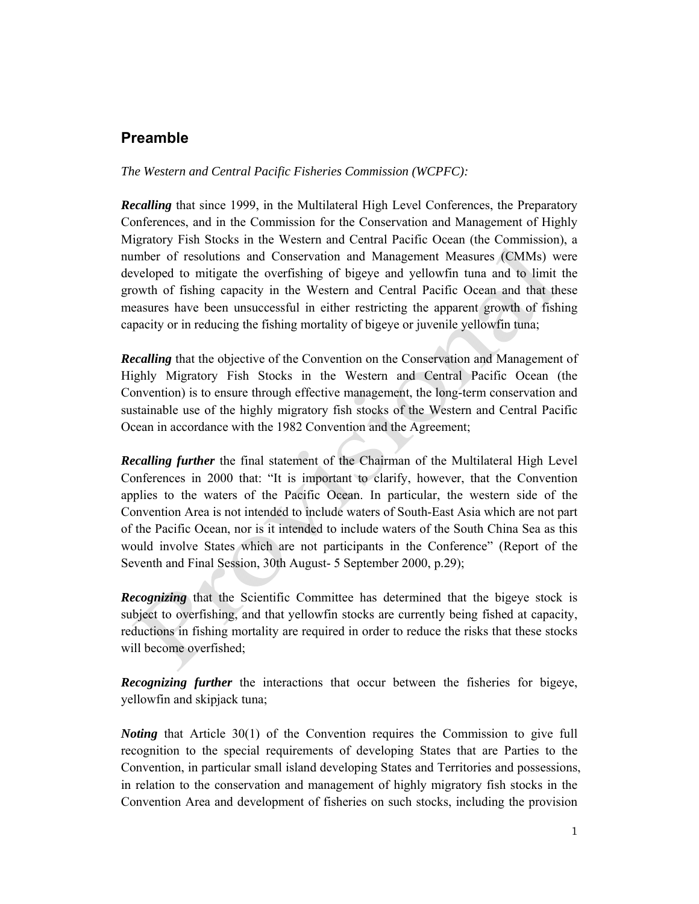## Preamble

*The Western and Central Pacific Fisheries Commission (WCPFC):*

***Recalling*** that since 1999, in the Multilateral High Level Conferences, the Preparatory Conferences, and in the Commission for the Conservation and Management of Highly Migratory Fish Stocks in the Western and Central Pacific Ocean (the Commission), a number of resolutions and Conservation and Management Measures (CMMs) were developed to mitigate the overfishing of bigeye and yellowfin tuna and to limit the growth of fishing capacity in the Western and Central Pacific Ocean and that these measures have been unsuccessful in either restricting the apparent growth of fishing capacity or in reducing the fishing mortality of bigeye or juvenile yellowfin tuna;

***Recalling*** that the objective of the Convention on the Conservation and Management of Highly Migratory Fish Stocks in the Western and Central Pacific Ocean (the Convention) is to ensure through effective management, the long-term conservation and sustainable use of the highly migratory fish stocks of the Western and Central Pacific Ocean in accordance with the 1982 Convention and the Agreement;

***Recalling further*** the final statement of the Chairman of the Multilateral High Level Conferences in 2000 that: "It is important to clarify, however, that the Convention applies to the waters of the Pacific Ocean. In particular, the western side of the Convention Area is not intended to include waters of South-East Asia which are not part of the Pacific Ocean, nor is it intended to include waters of the South China Sea as this would involve States which are not participants in the Conference" (Report of the Seventh and Final Session, 30th August- 5 September 2000, p.29);

***Recognizing*** that the Scientific Committee has determined that the bigeye stock is subject to overfishing, and that yellowfin stocks are currently being fished at capacity, reductions in fishing mortality are required in order to reduce the risks that these stocks will become overfished;

***Recognizing further*** the interactions that occur between the fisheries for bigeye, yellowfin and skipjack tuna;

***Noting*** that Article 30(1) of the Convention requires the Commission to give full recognition to the special requirements of developing States that are Parties to the Convention, in particular small island developing States and Territories and possessions, in relation to the conservation and management of highly migratory fish stocks in the Convention Area and development of fisheries on such stocks, including the provision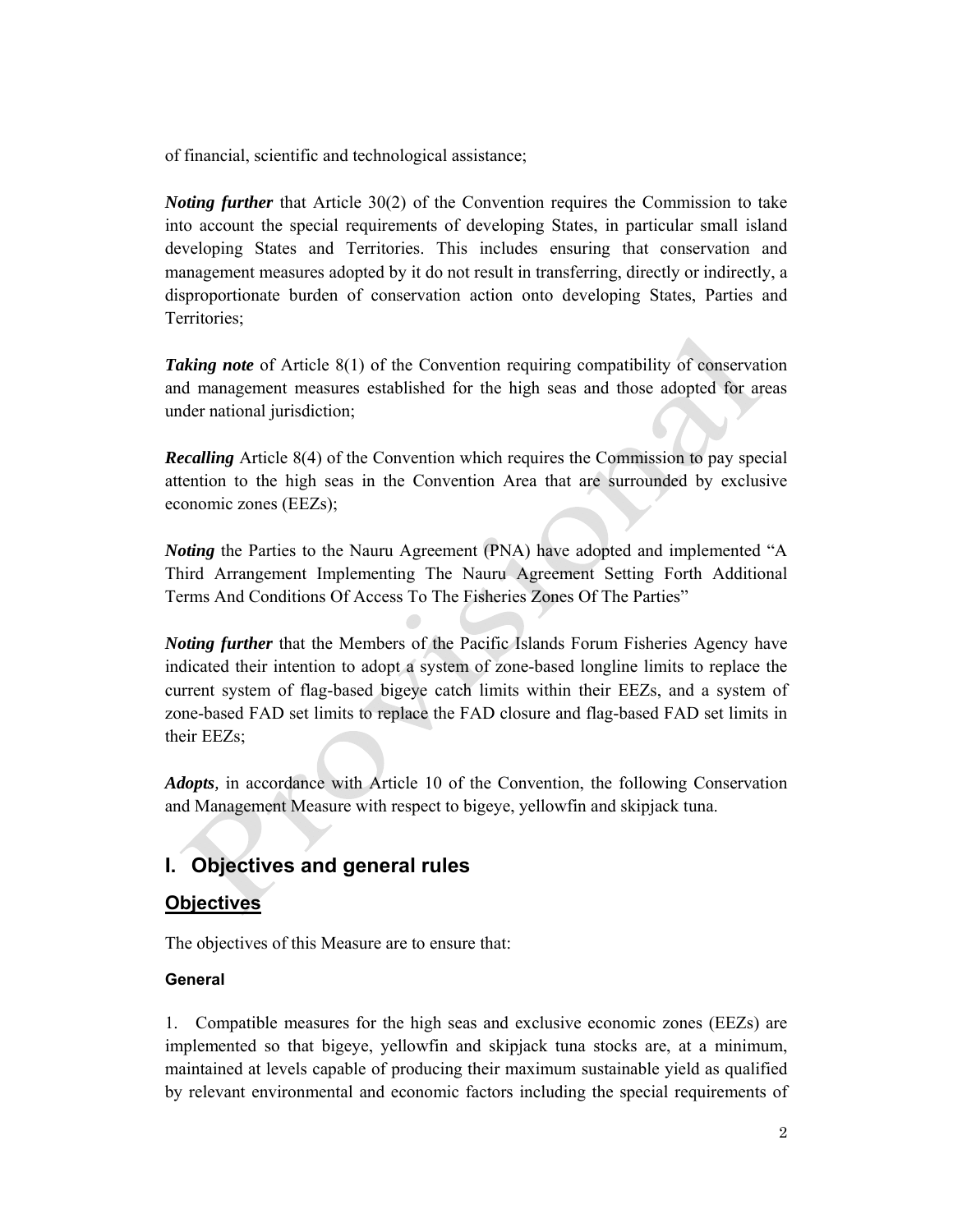of financial, scientific and technological assistance;

***Noting further*** that Article 30(2) of the Convention requires the Commission to take into account the special requirements of developing States, in particular small island developing States and Territories. This includes ensuring that conservation and management measures adopted by it do not result in transferring, directly or indirectly, a disproportionate burden of conservation action onto developing States, Parties and Territories;

***Taking note*** of Article 8(1) of the Convention requiring compatibility of conservation and management measures established for the high seas and those adopted for areas under national jurisdiction;

***Recalling*** Article 8(4) of the Convention which requires the Commission to pay special attention to the high seas in the Convention Area that are surrounded by exclusive economic zones (EEZs);

***Noting*** the Parties to the Nauru Agreement (PNA) have adopted and implemented "A Third Arrangement Implementing The Nauru Agreement Setting Forth Additional Terms And Conditions Of Access To The Fisheries Zones Of The Parties"

***Noting further*** that the Members of the Pacific Islands Forum Fisheries Agency have indicated their intention to adopt a system of zone-based longline limits to replace the current system of flag-based bigeye catch limits within their EEZs, and a system of zone-based FAD set limits to replace the FAD closure and flag-based FAD set limits in their EEZs;

***Adopts,*** in accordance with Article 10 of the Convention, the following Conservation and Management Measure with respect to bigeye, yellowfin and skipjack tuna.

## I. Objectives and general rules

### Objectives

The objectives of this Measure are to ensure that:

#### General

1. Compatible measures for the high seas and exclusive economic zones (EEZs) are implemented so that bigeye, yellowfin and skipjack tuna stocks are, at a minimum, maintained at levels capable of producing their maximum sustainable yield as qualified by relevant environmental and economic factors including the special requirements of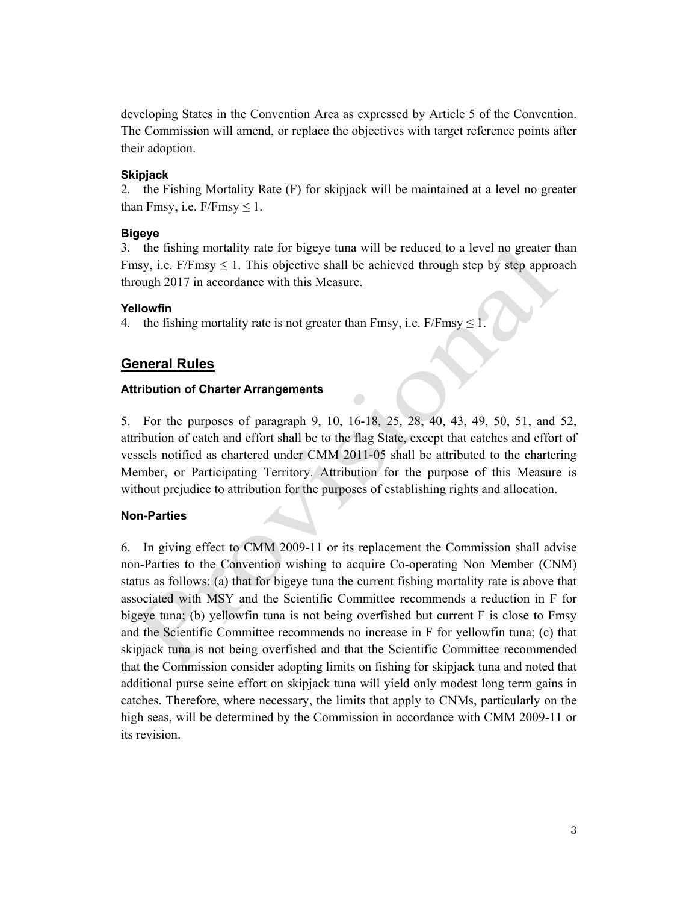developing States in the Convention Area as expressed by Article 5 of the Convention. The Commission will amend, or replace the objectives with target reference points after their adoption.

**Skipjack**

2. the Fishing Mortality Rate (F) for skipjack will be maintained at a level no greater than Fmsy, i.e. $F/Fmsy \leq 1$.

**Bigeye**

3. the fishing mortality rate for bigeye tuna will be reduced to a level no greater than Fmsy, i.e. $F/Fmsy \leq 1$. This objective shall be achieved through step by step approach through 2017 in accordance with this Measure.

**Yellowfin**

4. the fishing mortality rate is not greater than Fmsy, i.e. $F/Fmsy \leq 1$.

## General Rules

### Attribution of Charter Arrangements

5. For the purposes of paragraph 9, 10, 16-18, 25, 28, 40, 43, 49, 50, 51, and 52, attribution of catch and effort shall be to the flag State, except that catches and effort of vessels notified as chartered under CMM 2011-05 shall be attributed to the chartering Member, or Participating Territory. Attribution for the purpose of this Measure is without prejudice to attribution for the purposes of establishing rights and allocation.

### Non-Parties

6. In giving effect to CMM 2009-11 or its replacement the Commission shall advise non-Parties to the Convention wishing to acquire Co-operating Non Member (CNM) status as follows: (a) that for bigeye tuna the current fishing mortality rate is above that associated with MSY and the Scientific Committee recommends a reduction in F for bigeye tuna; (b) yellowfin tuna is not being overfished but current F is close to Fmsy and the Scientific Committee recommends no increase in F for yellowfin tuna; (c) that skipjack tuna is not being overfished and that the Scientific Committee recommended that the Commission consider adopting limits on fishing for skipjack tuna and noted that additional purse seine effort on skipjack tuna will yield only modest long term gains in catches. Therefore, where necessary, the limits that apply to CNMs, particularly on the high seas, will be determined by the Commission in accordance with CMM 2009-11 or its revision.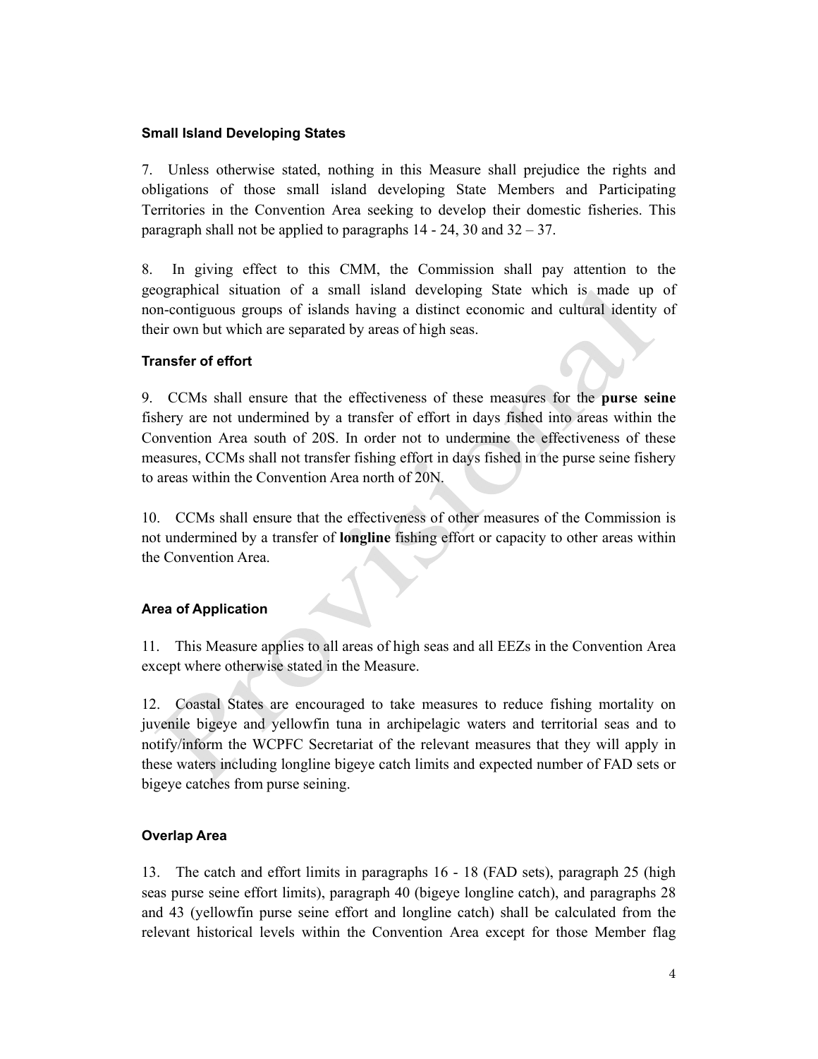**Small Island Developing States**

7. Unless otherwise stated, nothing in this Measure shall prejudice the rights and obligations of those small island developing State Members and Participating Territories in the Convention Area seeking to develop their domestic fisheries. This paragraph shall not be applied to paragraphs 14 - 24, 30 and 32 – 37.

8. In giving effect to this CMM, the Commission shall pay attention to the geographical situation of a small island developing State which is made up of non-contiguous groups of islands having a distinct economic and cultural identity of their own but which are separated by areas of high seas.

**Transfer of effort**

9. CCMs shall ensure that the effectiveness of these measures for the **purse seine** fishery are not undermined by a transfer of effort in days fished into areas within the Convention Area south of 20S. In order not to undermine the effectiveness of these measures, CCMs shall not transfer fishing effort in days fished in the purse seine fishery to areas within the Convention Area north of 20N.

10. CCMs shall ensure that the effectiveness of other measures of the Commission is not undermined by a transfer of **longline** fishing effort or capacity to other areas within the Convention Area.

**Area of Application**

11. This Measure applies to all areas of high seas and all EEZs in the Convention Area except where otherwise stated in the Measure.

12. Coastal States are encouraged to take measures to reduce fishing mortality on juvenile bigeye and yellowfin tuna in archipelagic waters and territorial seas and to notify/inform the WCPFC Secretariat of the relevant measures that they will apply in these waters including longline bigeye catch limits and expected number of FAD sets or bigeye catches from purse seining.

**Overlap Area**

13. The catch and effort limits in paragraphs 16 - 18 (FAD sets), paragraph 25 (high seas purse seine effort limits), paragraph 40 (bigeye longline catch), and paragraphs 28 and 43 (yellowfin purse seine effort and longline catch) shall be calculated from the relevant historical levels within the Convention Area except for those Member flag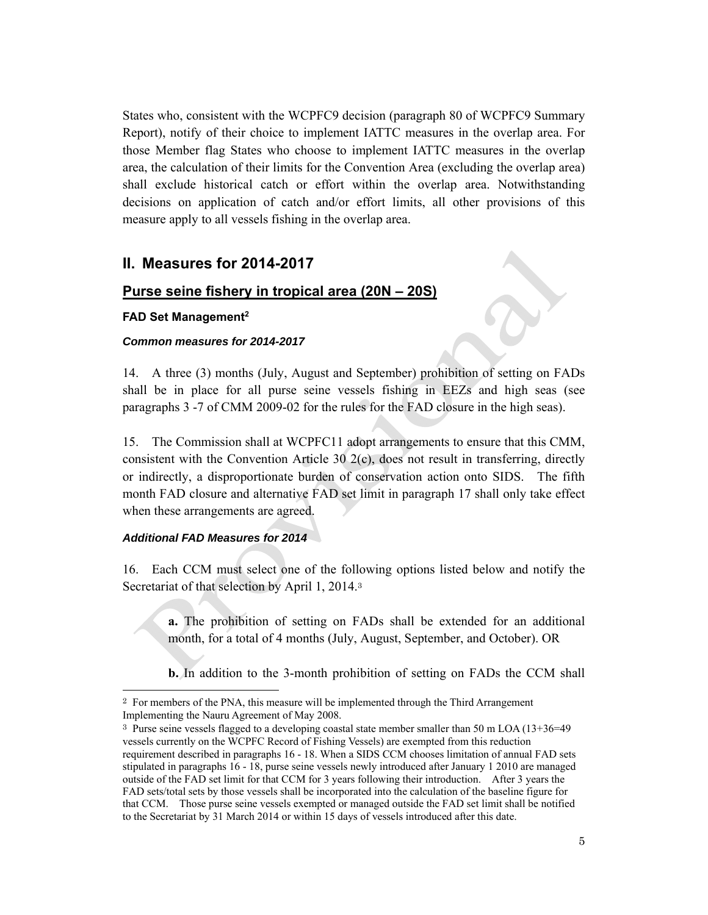States who, consistent with the WCPFC9 decision (paragraph 80 of WCPFC9 Summary Report), notify of their choice to implement IATTC measures in the overlap area. For those Member flag States who choose to implement IATTC measures in the overlap area, the calculation of their limits for the Convention Area (excluding the overlap area) shall exclude historical catch or effort within the overlap area. Notwithstanding decisions on application of catch and/or effort limits, all other provisions of this measure apply to all vessels fishing in the overlap area.

## II. Measures for 2014-2017

### Purse seine fishery in tropical area (20N – 20S)

#### FAD Set Management[2]

##### *Common measures for 2014-2017*

14. A three (3) months (July, August and September) prohibition of setting on FADs shall be in place for all purse seine vessels fishing in EEZs and high seas (see paragraphs 3 -7 of CMM 2009-02 for the rules for the FAD closure in the high seas).

15. The Commission shall at WCPFC11 adopt arrangements to ensure that this CMM, consistent with the Convention Article 30 2(c), does not result in transferring, directly or indirectly, a disproportionate burden of conservation action onto SIDS. The fifth month FAD closure and alternative FAD set limit in paragraph 17 shall only take effect when these arrangements are agreed.

##### *Additional FAD Measures for 2014*

16. Each CCM must select one of the following options listed below and notify the Secretariat of that selection by April 1, 2014.[3]

> **a.** The prohibition of setting on FADs shall be extended for an additional month, for a total of 4 months (July, August, September, and October). OR
>
> **b.** In addition to the 3-month prohibition of setting on FADs the CCM shall

---

[2] For members of the PNA, this measure will be implemented through the Third Arrangement Implementing the Nauru Agreement of May 2008.

[3] Purse seine vessels flagged to a developing coastal state member smaller than 50 m LOA (13+36=49 vessels currently on the WCPFC Record of Fishing Vessels) are exempted from this reduction requirement described in paragraphs 16 - 18. When a SIDS CCM chooses limitation of annual FAD sets stipulated in paragraphs 16 - 18, purse seine vessels newly introduced after January 1 2010 are managed outside of the FAD set limit for that CCM for 3 years following their introduction. After 3 years the FAD sets/total sets by those vessels shall be incorporated into the calculation of the baseline figure for that CCM. Those purse seine vessels exempted or managed outside the FAD set limit shall be notified to the Secretariat by 31 March 2014 or within 15 days of vessels introduced after this date.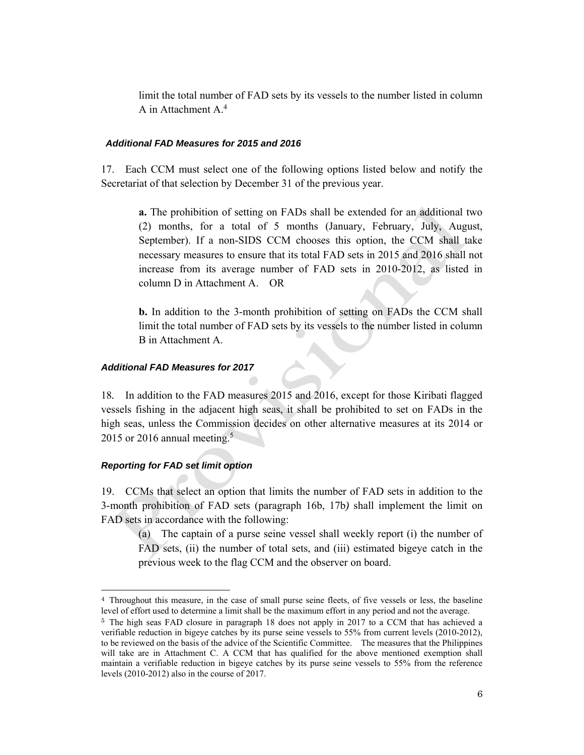limit the total number of FAD sets by its vessels to the number listed in column A in Attachment A.[4]

#### *Additional FAD Measures for 2015 and 2016*

17. Each CCM must select one of the following options listed below and notify the Secretariat of that selection by December 31 of the previous year.

> **a.** The prohibition of setting on FADs shall be extended for an additional two (2) months, for a total of 5 months (January, February, July, August, September). If a non-SIDS CCM chooses this option, the CCM shall take necessary measures to ensure that its total FAD sets in 2015 and 2016 shall not increase from its average number of FAD sets in 2010-2012, as listed in column D in Attachment A. OR
>
> **b.** In addition to the 3-month prohibition of setting on FADs the CCM shall limit the total number of FAD sets by its vessels to the number listed in column B in Attachment A.

#### *Additional FAD Measures for 2017*

18. In addition to the FAD measures 2015 and 2016, except for those Kiribati flagged vessels fishing in the adjacent high seas, it shall be prohibited to set on FADs in the high seas, unless the Commission decides on other alternative measures at its 2014 or 2015 or 2016 annual meeting.[5]

#### *Reporting for FAD set limit option*

19. CCMs that select an option that limits the number of FAD sets in addition to the 3-month prohibition of FAD sets (paragraph 16b, 17b*)* shall implement the limit on FAD sets in accordance with the following:

> (a) The captain of a purse seine vessel shall weekly report (i) the number of FAD sets, (ii) the number of total sets, and (iii) estimated bigeye catch in the previous week to the flag CCM and the observer on board.

---

[4] Throughout this measure, in the case of small purse seine fleets, of five vessels or less, the baseline level of effort used to determine a limit shall be the maximum effort in any period and not the average.

[5] The high seas FAD closure in paragraph 18 does not apply in 2017 to a CCM that has achieved a verifiable reduction in bigeye catches by its purse seine vessels to 55% from current levels (2010-2012), to be reviewed on the basis of the advice of the Scientific Committee. The measures that the Philippines will take are in Attachment C. A CCM that has qualified for the above mentioned exemption shall maintain a verifiable reduction in bigeye catches by its purse seine vessels to 55% from the reference levels (2010-2012) also in the course of 2017.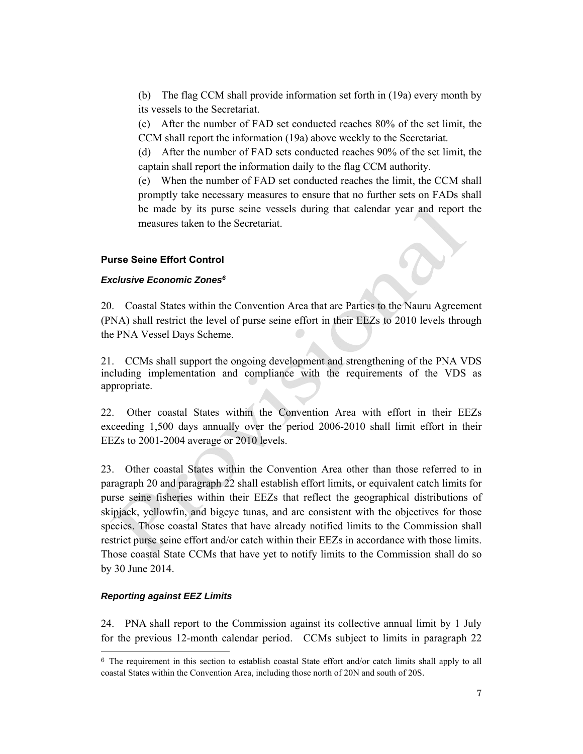(b) The flag CCM shall provide information set forth in (19a) every month by its vessels to the Secretariat.

(c) After the number of FAD set conducted reaches 80% of the set limit, the CCM shall report the information (19a) above weekly to the Secretariat.

(d) After the number of FAD sets conducted reaches 90% of the set limit, the captain shall report the information daily to the flag CCM authority.

(e) When the number of FAD set conducted reaches the limit, the CCM shall promptly take necessary measures to ensure that no further sets on FADs shall be made by its purse seine vessels during that calendar year and report the measures taken to the Secretariat.

### Purse Seine Effort Control

#### *Exclusive Economic Zones*[6]

20. Coastal States within the Convention Area that are Parties to the Nauru Agreement (PNA) shall restrict the level of purse seine effort in their EEZs to 2010 levels through the PNA Vessel Days Scheme.

21. CCMs shall support the ongoing development and strengthening of the PNA VDS including implementation and compliance with the requirements of the VDS as appropriate.

22. Other coastal States within the Convention Area with effort in their EEZs exceeding 1,500 days annually over the period 2006-2010 shall limit effort in their EEZs to 2001-2004 average or 2010 levels.

23. Other coastal States within the Convention Area other than those referred to in paragraph 20 and paragraph 22 shall establish effort limits, or equivalent catch limits for purse seine fisheries within their EEZs that reflect the geographical distributions of skipjack, yellowfin, and bigeye tunas, and are consistent with the objectives for those species. Those coastal States that have already notified limits to the Commission shall restrict purse seine effort and/or catch within their EEZs in accordance with those limits. Those coastal State CCMs that have yet to notify limits to the Commission shall do so by 30 June 2014.

#### *Reporting against EEZ Limits*

24. PNA shall report to the Commission against its collective annual limit by 1 July for the previous 12-month calendar period. CCMs subject to limits in paragraph 22

[6] The requirement in this section to establish coastal State effort and/or catch limits shall apply to all coastal States within the Convention Area, including those north of 20N and south of 20S.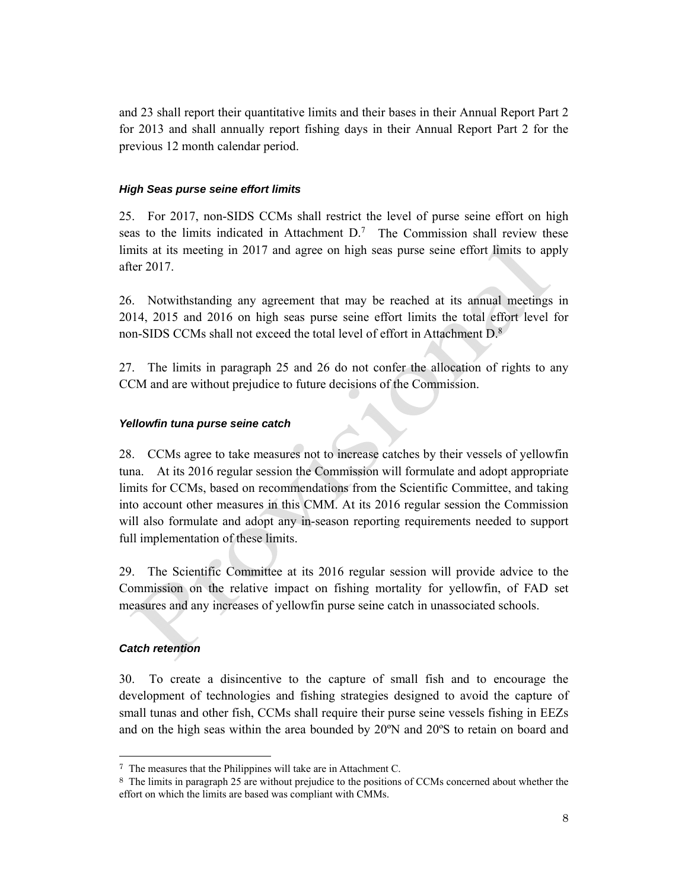and 23 shall report their quantitative limits and their bases in their Annual Report Part 2 for 2013 and shall annually report fishing days in their Annual Report Part 2 for the previous 12 month calendar period.

***High Seas purse seine effort limits***

25. For 2017, non-SIDS CCMs shall restrict the level of purse seine effort on high seas to the limits indicated in Attachment D.[7] The Commission shall review these limits at its meeting in 2017 and agree on high seas purse seine effort limits to apply after 2017.

26. Notwithstanding any agreement that may be reached at its annual meetings in 2014, 2015 and 2016 on high seas purse seine effort limits the total effort level for non-SIDS CCMs shall not exceed the total level of effort in Attachment D.[8]

27. The limits in paragraph 25 and 26 do not confer the allocation of rights to any CCM and are without prejudice to future decisions of the Commission.

***Yellowfin tuna purse seine catch***

28. CCMs agree to take measures not to increase catches by their vessels of yellowfin tuna. At its 2016 regular session the Commission will formulate and adopt appropriate limits for CCMs, based on recommendations from the Scientific Committee, and taking into account other measures in this CMM. At its 2016 regular session the Commission will also formulate and adopt any in-season reporting requirements needed to support full implementation of these limits.

29. The Scientific Committee at its 2016 regular session will provide advice to the Commission on the relative impact on fishing mortality for yellowfin, of FAD set measures and any increases of yellowfin purse seine catch in unassociated schools.

***Catch retention***

30. To create a disincentive to the capture of small fish and to encourage the development of technologies and fishing strategies designed to avoid the capture of small tunas and other fish, CCMs shall require their purse seine vessels fishing in EEZs and on the high seas within the area bounded by 20ºN and 20ºS to retain on board and

---

[7] The measures that the Philippines will take are in Attachment C.

[8] The limits in paragraph 25 are without prejudice to the positions of CCMs concerned about whether the effort on which the limits are based was compliant with CMMs.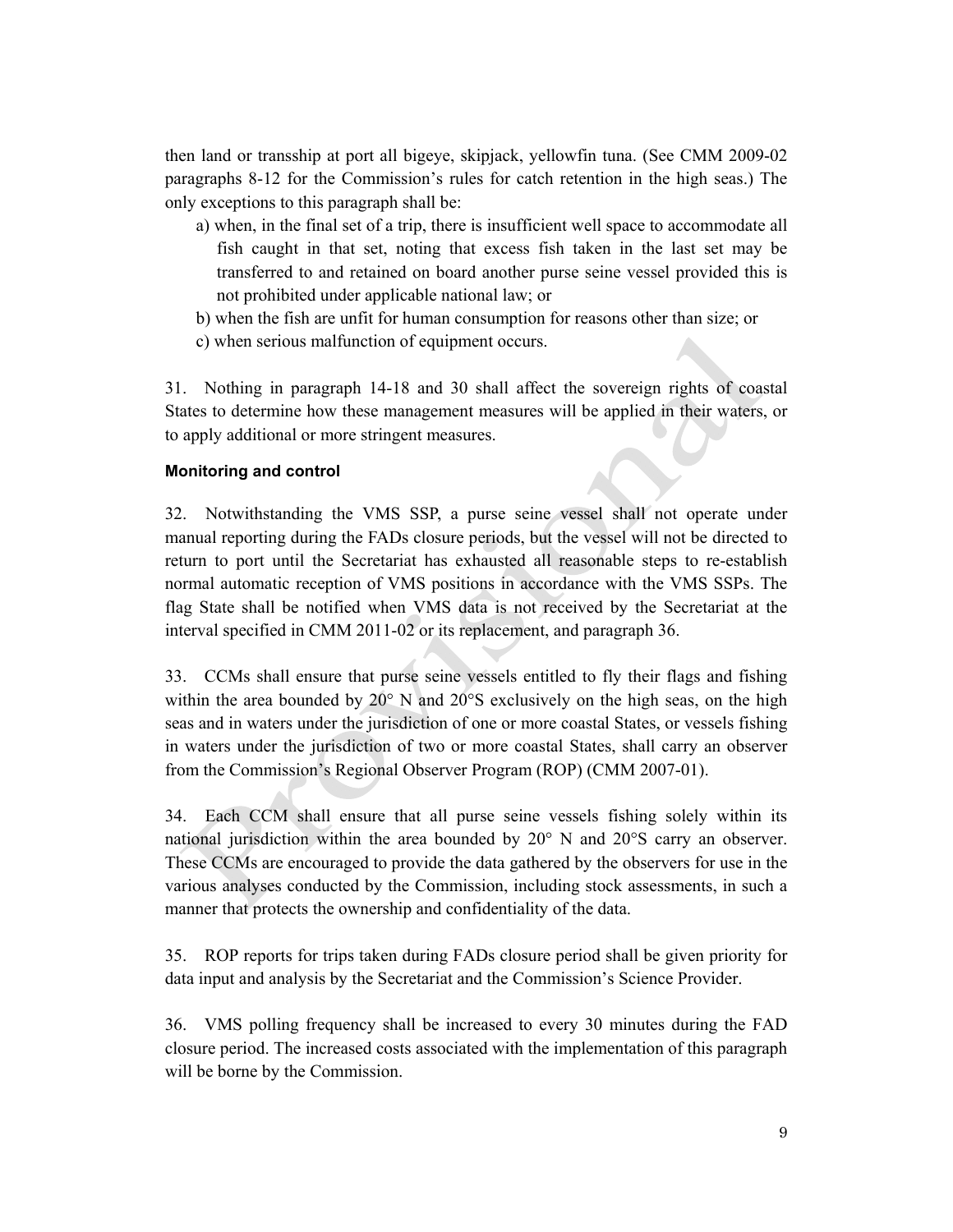then land or transship at port all bigeye, skipjack, yellowfin tuna. (See CMM 2009-02 paragraphs 8-12 for the Commission's rules for catch retention in the high seas.) The only exceptions to this paragraph shall be:

a) when, in the final set of a trip, there is insufficient well space to accommodate all fish caught in that set, noting that excess fish taken in the last set may be transferred to and retained on board another purse seine vessel provided this is not prohibited under applicable national law; or

b) when the fish are unfit for human consumption for reasons other than size; or

c) when serious malfunction of equipment occurs.

31. Nothing in paragraph 14-18 and 30 shall affect the sovereign rights of coastal States to determine how these management measures will be applied in their waters, or to apply additional or more stringent measures.

**Monitoring and control**

32. Notwithstanding the VMS SSP, a purse seine vessel shall not operate under manual reporting during the FADs closure periods, but the vessel will not be directed to return to port until the Secretariat has exhausted all reasonable steps to re-establish normal automatic reception of VMS positions in accordance with the VMS SSPs. The flag State shall be notified when VMS data is not received by the Secretariat at the interval specified in CMM 2011-02 or its replacement, and paragraph 36.

33. CCMs shall ensure that purse seine vessels entitled to fly their flags and fishing within the area bounded by 20° N and 20°S exclusively on the high seas, on the high seas and in waters under the jurisdiction of one or more coastal States, or vessels fishing in waters under the jurisdiction of two or more coastal States, shall carry an observer from the Commission's Regional Observer Program (ROP) (CMM 2007-01).

34. Each CCM shall ensure that all purse seine vessels fishing solely within its national jurisdiction within the area bounded by 20° N and 20°S carry an observer. These CCMs are encouraged to provide the data gathered by the observers for use in the various analyses conducted by the Commission, including stock assessments, in such a manner that protects the ownership and confidentiality of the data.

35. ROP reports for trips taken during FADs closure period shall be given priority for data input and analysis by the Secretariat and the Commission's Science Provider.

36. VMS polling frequency shall be increased to every 30 minutes during the FAD closure period. The increased costs associated with the implementation of this paragraph will be borne by the Commission.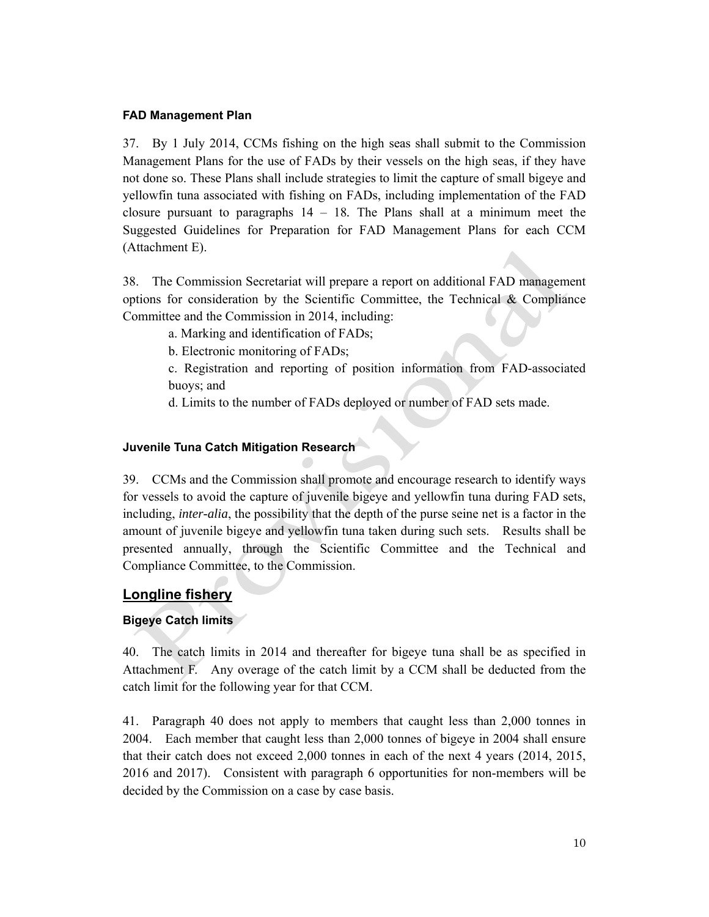#### FAD Management Plan

37. By 1 July 2014, CCMs fishing on the high seas shall submit to the Commission Management Plans for the use of FADs by their vessels on the high seas, if they have not done so. These Plans shall include strategies to limit the capture of small bigeye and yellowfin tuna associated with fishing on FADs, including implementation of the FAD closure pursuant to paragraphs 14 – 18. The Plans shall at a minimum meet the Suggested Guidelines for Preparation for FAD Management Plans for each CCM (Attachment E).

38. The Commission Secretariat will prepare a report on additional FAD management options for consideration by the Scientific Committee, the Technical & Compliance Committee and the Commission in 2014, including:

a. Marking and identification of FADs;

b. Electronic monitoring of FADs;

c. Registration and reporting of position information from FAD-associated buoys; and

d. Limits to the number of FADs deployed or number of FAD sets made.

#### Juvenile Tuna Catch Mitigation Research

39. CCMs and the Commission shall promote and encourage research to identify ways for vessels to avoid the capture of juvenile bigeye and yellowfin tuna during FAD sets, including, *inter-alia*, the possibility that the depth of the purse seine net is a factor in the amount of juvenile bigeye and yellowfin tuna taken during such sets. Results shall be presented annually, through the Scientific Committee and the Technical and Compliance Committee, to the Commission.

### Longline fishery

#### Bigeye Catch limits

40. The catch limits in 2014 and thereafter for bigeye tuna shall be as specified in Attachment F. Any overage of the catch limit by a CCM shall be deducted from the catch limit for the following year for that CCM.

41. Paragraph 40 does not apply to members that caught less than 2,000 tonnes in 2004. Each member that caught less than 2,000 tonnes of bigeye in 2004 shall ensure that their catch does not exceed 2,000 tonnes in each of the next 4 years (2014, 2015, 2016 and 2017). Consistent with paragraph 6 opportunities for non-members will be decided by the Commission on a case by case basis.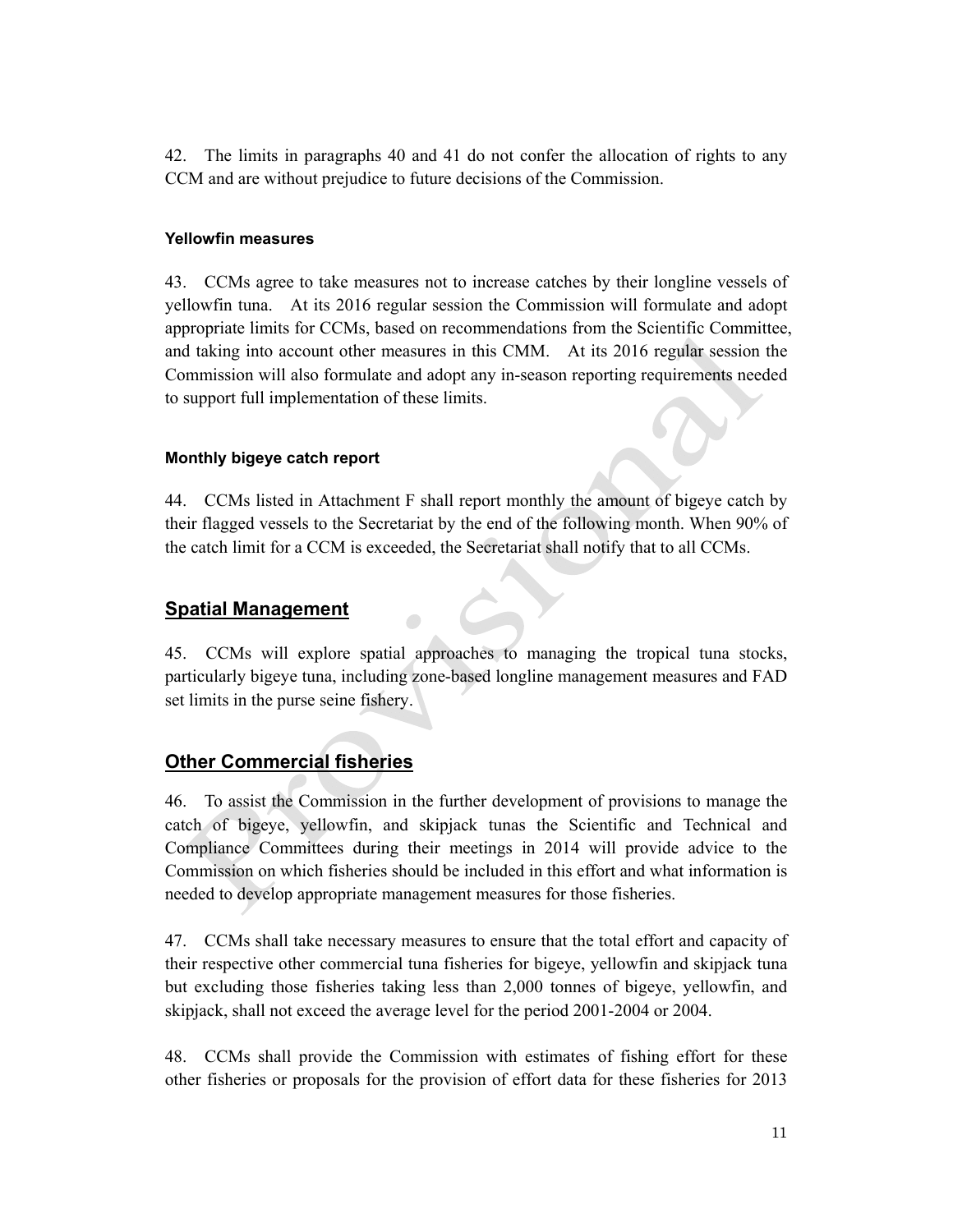42. The limits in paragraphs 40 and 41 do not confer the allocation of rights to any CCM and are without prejudice to future decisions of the Commission.

#### Yellowfin measures

43. CCMs agree to take measures not to increase catches by their longline vessels of yellowfin tuna. At its 2016 regular session the Commission will formulate and adopt appropriate limits for CCMs, based on recommendations from the Scientific Committee, and taking into account other measures in this CMM. At its 2016 regular session the Commission will also formulate and adopt any in-season reporting requirements needed to support full implementation of these limits.

#### Monthly bigeye catch report

44. CCMs listed in Attachment F shall report monthly the amount of bigeye catch by their flagged vessels to the Secretariat by the end of the following month. When 90% of the catch limit for a CCM is exceeded, the Secretariat shall notify that to all CCMs.

## Spatial Management

45. CCMs will explore spatial approaches to managing the tropical tuna stocks, particularly bigeye tuna, including zone-based longline management measures and FAD set limits in the purse seine fishery.

## Other Commercial fisheries

46. To assist the Commission in the further development of provisions to manage the catch of bigeye, yellowfin, and skipjack tunas the Scientific and Technical and Compliance Committees during their meetings in 2014 will provide advice to the Commission on which fisheries should be included in this effort and what information is needed to develop appropriate management measures for those fisheries.

47. CCMs shall take necessary measures to ensure that the total effort and capacity of their respective other commercial tuna fisheries for bigeye, yellowfin and skipjack tuna but excluding those fisheries taking less than 2,000 tonnes of bigeye, yellowfin, and skipjack, shall not exceed the average level for the period 2001-2004 or 2004.

48. CCMs shall provide the Commission with estimates of fishing effort for these other fisheries or proposals for the provision of effort data for these fisheries for 2013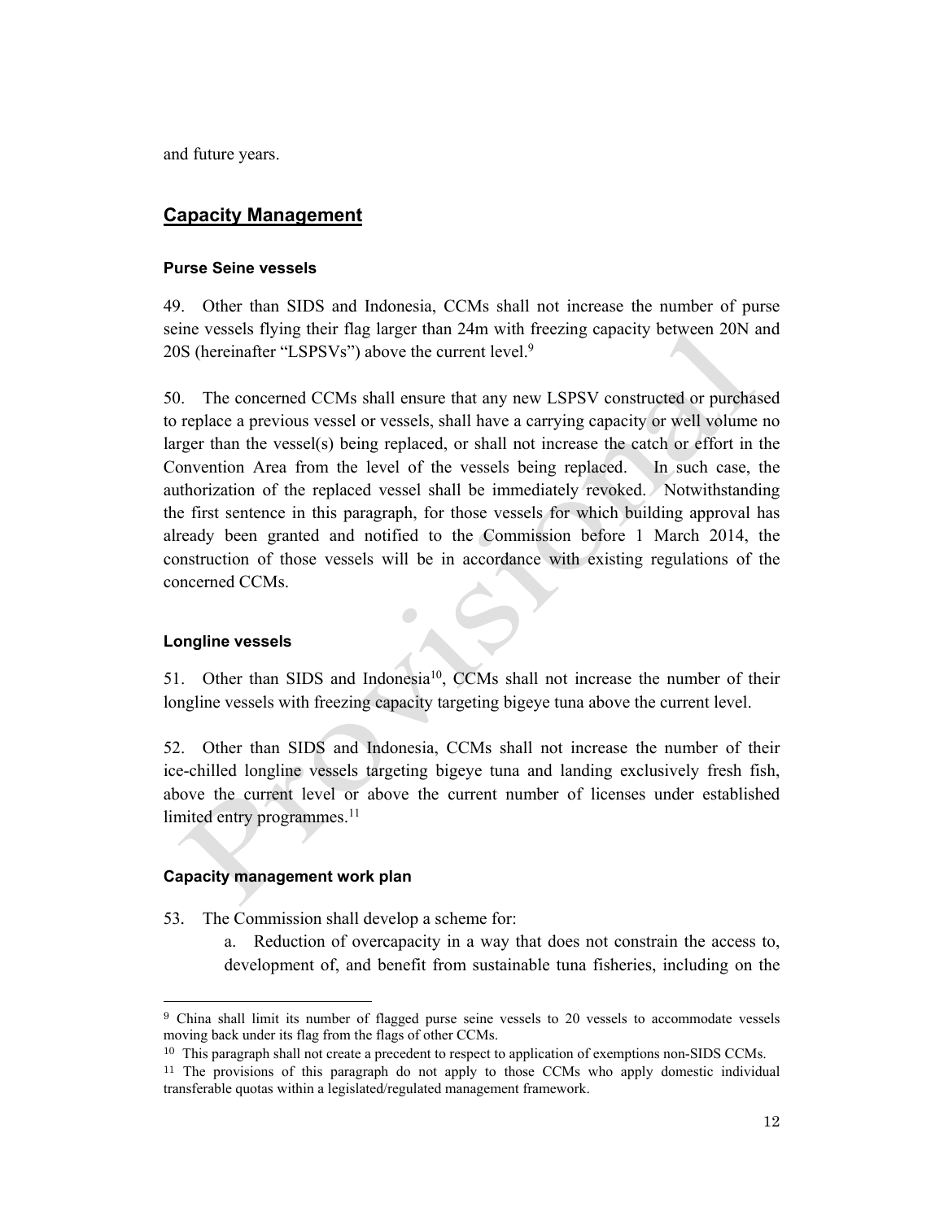and future years.

## Capacity Management

### Purse Seine vessels

49. Other than SIDS and Indonesia, CCMs shall not increase the number of purse seine vessels flying their flag larger than 24m with freezing capacity between 20N and 20S (hereinafter "LSPSVs") above the current level.[9]

50. The concerned CCMs shall ensure that any new LSPSV constructed or purchased to replace a previous vessel or vessels, shall have a carrying capacity or well volume no larger than the vessel(s) being replaced, or shall not increase the catch or effort in the Convention Area from the level of the vessels being replaced. In such case, the authorization of the replaced vessel shall be immediately revoked. Notwithstanding the first sentence in this paragraph, for those vessels for which building approval has already been granted and notified to the Commission before 1 March 2014, the construction of those vessels will be in accordance with existing regulations of the concerned CCMs.

### Longline vessels

51. Other than SIDS and Indonesia[10], CCMs shall not increase the number of their longline vessels with freezing capacity targeting bigeye tuna above the current level.

52. Other than SIDS and Indonesia, CCMs shall not increase the number of their ice-chilled longline vessels targeting bigeye tuna and landing exclusively fresh fish, above the current level or above the current number of licenses under established limited entry programmes.[11]

### Capacity management work plan

53. The Commission shall develop a scheme for:

a. Reduction of overcapacity in a way that does not constrain the access to, development of, and benefit from sustainable tuna fisheries, including on the

---

[9] China shall limit its number of flagged purse seine vessels to 20 vessels to accommodate vessels moving back under its flag from the flags of other CCMs.

[10] This paragraph shall not create a precedent to respect to application of exemptions non-SIDS CCMs.

[11] The provisions of this paragraph do not apply to those CCMs who apply domestic individual transferable quotas within a legislated/regulated management framework.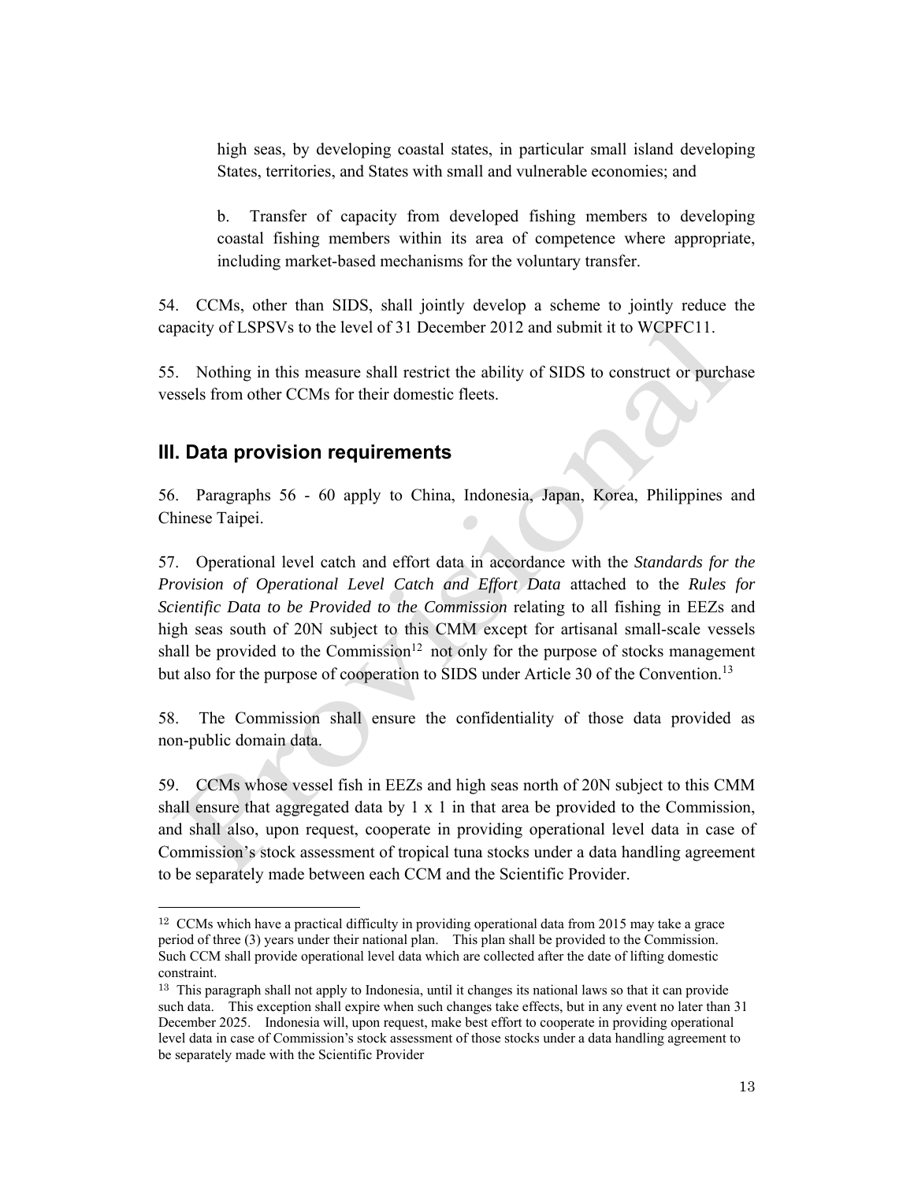high seas, by developing coastal states, in particular small island developing States, territories, and States with small and vulnerable economies; and

b. Transfer of capacity from developed fishing members to developing coastal fishing members within its area of competence where appropriate, including market-based mechanisms for the voluntary transfer.

54. CCMs, other than SIDS, shall jointly develop a scheme to jointly reduce the capacity of LSPSVs to the level of 31 December 2012 and submit it to WCPFC11.

55. Nothing in this measure shall restrict the ability of SIDS to construct or purchase vessels from other CCMs for their domestic fleets.

## III. Data provision requirements

56. Paragraphs 56 - 60 apply to China, Indonesia, Japan, Korea, Philippines and Chinese Taipei.

57. Operational level catch and effort data in accordance with the *Standards for the Provision of Operational Level Catch and Effort Data* attached to the *Rules for Scientific Data to be Provided to the Commission* relating to all fishing in EEZs and high seas south of 20N subject to this CMM except for artisanal small-scale vessels shall be provided to the Commission[12] not only for the purpose of stocks management but also for the purpose of cooperation to SIDS under Article 30 of the Convention.[13]

58. The Commission shall ensure the confidentiality of those data provided as non-public domain data.

59. CCMs whose vessel fish in EEZs and high seas north of 20N subject to this CMM shall ensure that aggregated data by 1 x 1 in that area be provided to the Commission, and shall also, upon request, cooperate in providing operational level data in case of Commission's stock assessment of tropical tuna stocks under a data handling agreement to be separately made between each CCM and the Scientific Provider.

---

[12] CCMs which have a practical difficulty in providing operational data from 2015 may take a grace period of three (3) years under their national plan. This plan shall be provided to the Commission. Such CCM shall provide operational level data which are collected after the date of lifting domestic constraint.

[13] This paragraph shall not apply to Indonesia, until it changes its national laws so that it can provide such data. This exception shall expire when such changes take effects, but in any event no later than 31 December 2025. Indonesia will, upon request, make best effort to cooperate in providing operational level data in case of Commission's stock assessment of those stocks under a data handling agreement to be separately made with the Scientific Provider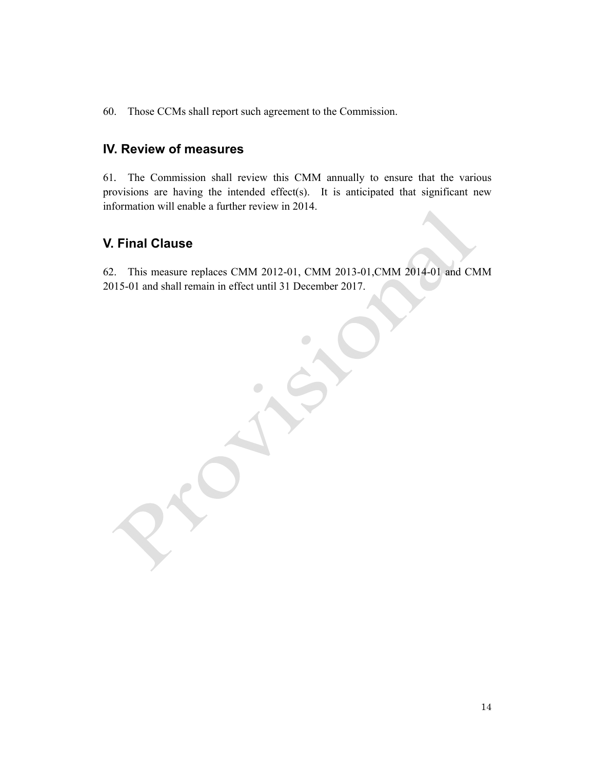60. Those CCMs shall report such agreement to the Commission.

## IV. Review of measures

61. The Commission shall review this CMM annually to ensure that the various provisions are having the intended effect(s). It is anticipated that significant new information will enable a further review in 2014.

## V. Final Clause

62. This measure replaces CMM 2012-01, CMM 2013-01,CMM 2014-01 and CMM 2015-01 and shall remain in effect until 31 December 2017.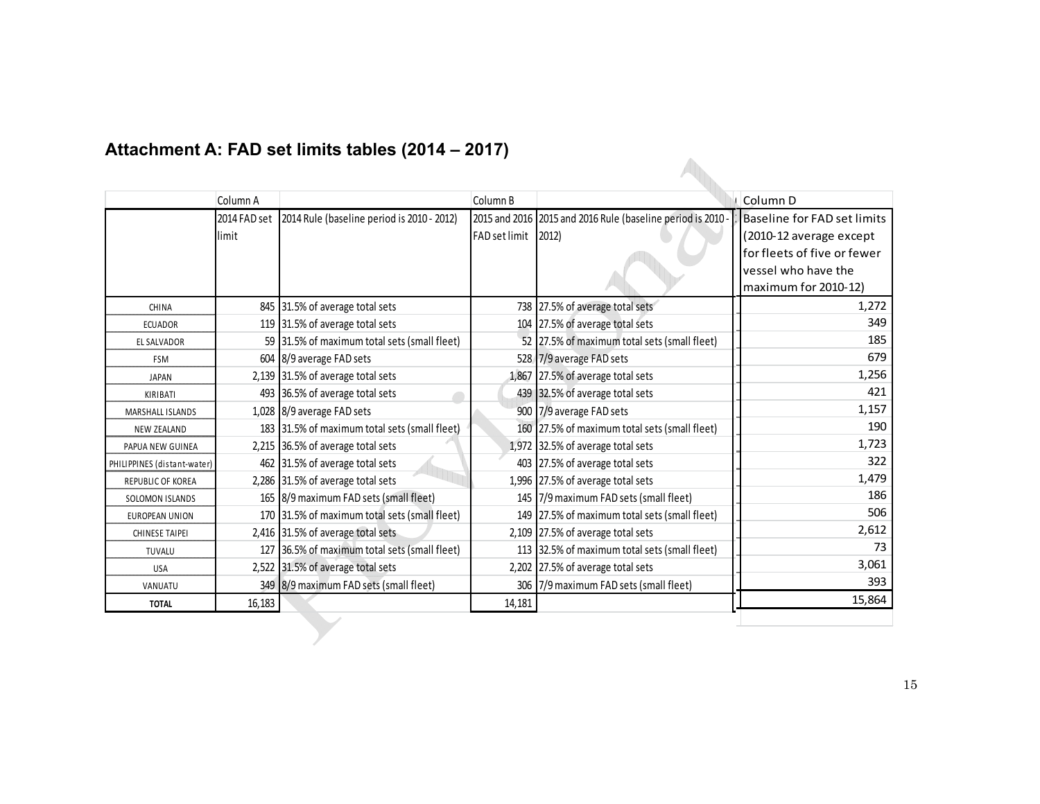## Attachment A: FAD set limits tables (2014 – 2017)

| | Column A | | Column B | | Column D |
|---|---|---|---|---|---|
| | 2014 FAD set limit | 2014 Rule (baseline period is 2010 - 2012) | 2015 and 2016 FAD set limit | 2015 and 2016 Rule (baseline period is 2010 - 2012) | Baseline for FAD set limits (2010-12 average except for fleets of five or fewer vessel who have the maximum for 2010-12) |
| CHINA | 845 | 31.5% of average total sets | 738 | 27.5% of average total sets | 1,272 |
| ECUADOR | 119 | 31.5% of average total sets | 104 | 27.5% of average total sets | 349 |
| EL SALVADOR | 59 | 31.5% of maximum total sets (small fleet) | 52 | 27.5% of maximum total sets (small fleet) | 185 |
| FSM | 604 | 8/9 average FAD sets | 528 | 7/9 average FAD sets | 679 |
| JAPAN | 2,139 | 31.5% of average total sets | 1,867 | 27.5% of average total sets | 1,256 |
| KIRIBATI | 493 | 36.5% of average total sets | 439 | 32.5% of average total sets | 421 |
| MARSHALL ISLANDS | 1,028 | 8/9 average FAD sets | 900 | 7/9 average FAD sets | 1,157 |
| NEW ZEALAND | 183 | 31.5% of maximum total sets (small fleet) | 160 | 27.5% of maximum total sets (small fleet) | 190 |
| PAPUA NEW GUINEA | 2,215 | 36.5% of average total sets | 1,972 | 32.5% of average total sets | 1,723 |
| PHILIPPINES (distant-water) | 462 | 31.5% of average total sets | 403 | 27.5% of average total sets | 322 |
| REPUBLIC OF KOREA | 2,286 | 31.5% of average total sets | 1,996 | 27.5% of average total sets | 1,479 |
| SOLOMON ISLANDS | 165 | 8/9 maximum FAD sets (small fleet) | 145 | 7/9 maximum FAD sets (small fleet) | 186 |
| EUROPEAN UNION | 170 | 31.5% of maximum total sets (small fleet) | 149 | 27.5% of maximum total sets (small fleet) | 506 |
| CHINESE TAIPEI | 2,416 | 31.5% of average total sets | 2,109 | 27.5% of average total sets | 2,612 |
| TUVALU | 127 | 36.5% of maximum total sets (small fleet) | 113 | 32.5% of maximum total sets (small fleet) | 73 |
| USA | 2,522 | 31.5% of average total sets | 2,202 | 27.5% of average total sets | 3,061 |
| VANUATU | 349 | 8/9 maximum FAD sets (small fleet) | 306 | 7/9 maximum FAD sets (small fleet) | 393 |
| **TOTAL** | 16,183 | | 14,181 | | 15,864 |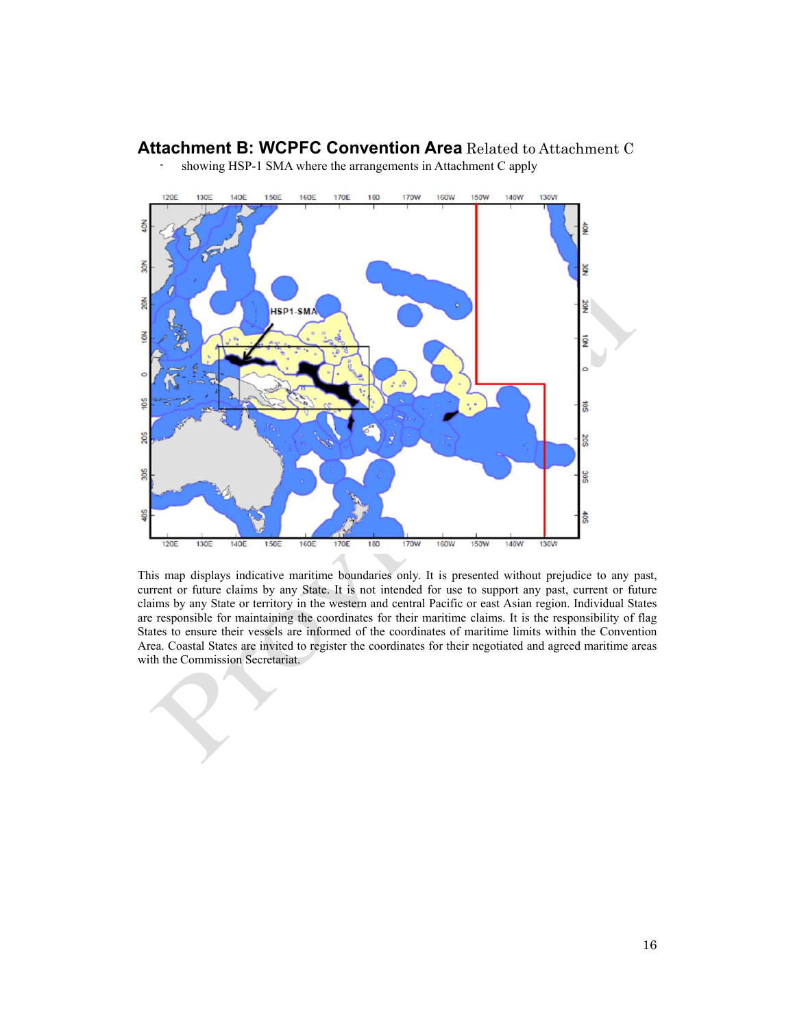## **Attachment B: WCPFC Convention Area** Related to Attachment C

- showing HSP-1 SMA where the arrangements in Attachment C apply

This map displays indicative maritime boundaries only. It is presented without prejudice to any past, current or future claims by any State. It is not intended for use to support any past, current or future claims by any State or territory in the western and central Pacific or east Asian region. Individual States are responsible for maintaining the coordinates for their maritime claims. It is the responsibility of flag States to ensure their vessels are informed of the coordinates of maritime limits within the Convention Area. Coastal States are invited to register the coordinates for their negotiated and agreed maritime areas with the Commission Secretariat.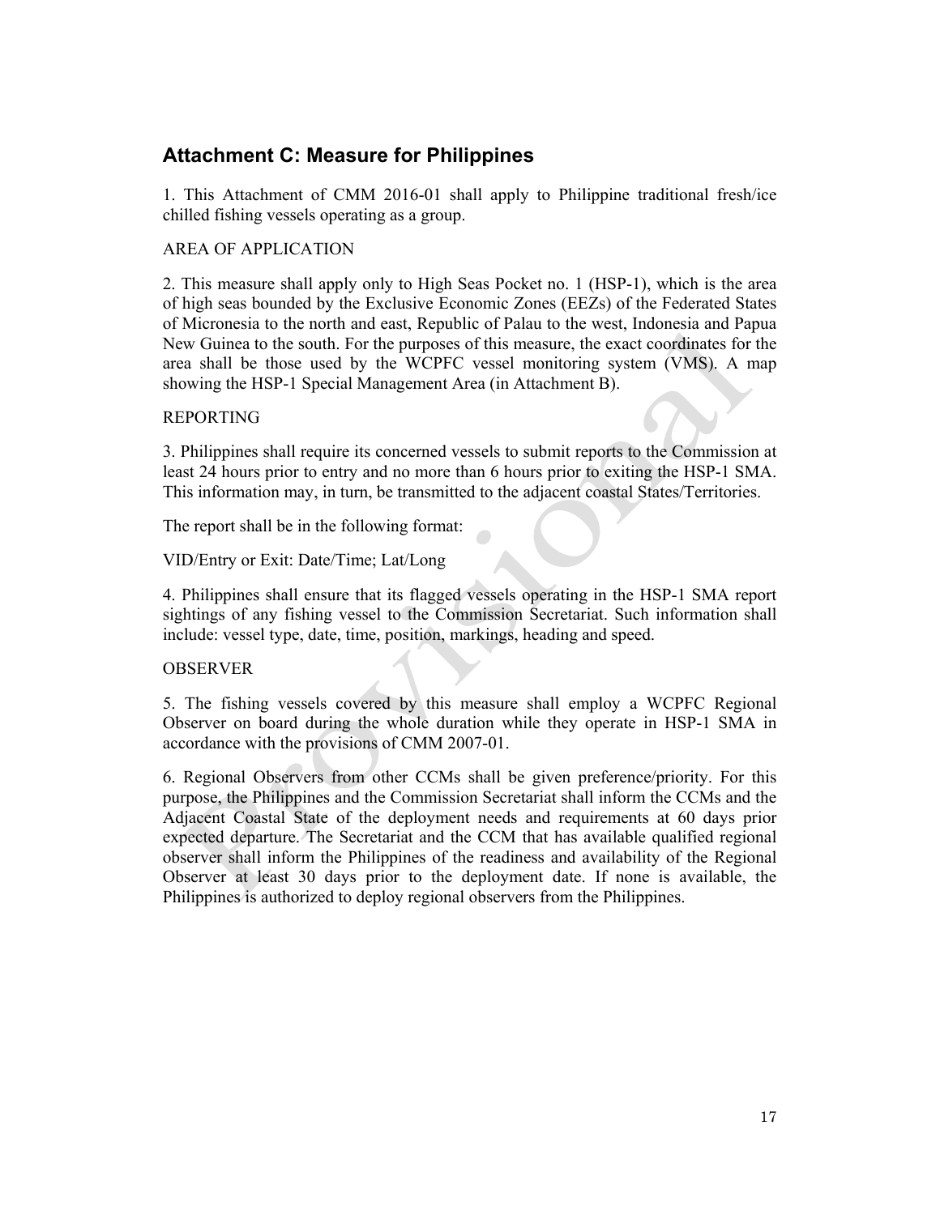## Attachment C: Measure for Philippines

1. This Attachment of CMM 2016-01 shall apply to Philippine traditional fresh/ice chilled fishing vessels operating as a group.

AREA OF APPLICATION

2. This measure shall apply only to High Seas Pocket no. 1 (HSP-1), which is the area of high seas bounded by the Exclusive Economic Zones (EEZs) of the Federated States of Micronesia to the north and east, Republic of Palau to the west, Indonesia and Papua New Guinea to the south. For the purposes of this measure, the exact coordinates for the area shall be those used by the WCPFC vessel monitoring system (VMS). A map showing the HSP-1 Special Management Area (in Attachment B).

REPORTING

3. Philippines shall require its concerned vessels to submit reports to the Commission at least 24 hours prior to entry and no more than 6 hours prior to exiting the HSP-1 SMA. This information may, in turn, be transmitted to the adjacent coastal States/Territories.

The report shall be in the following format:

VID/Entry or Exit: Date/Time; Lat/Long

4. Philippines shall ensure that its flagged vessels operating in the HSP-1 SMA report sightings of any fishing vessel to the Commission Secretariat. Such information shall include: vessel type, date, time, position, markings, heading and speed.

OBSERVER

5. The fishing vessels covered by this measure shall employ a WCPFC Regional Observer on board during the whole duration while they operate in HSP-1 SMA in accordance with the provisions of CMM 2007-01.

6. Regional Observers from other CCMs shall be given preference/priority. For this purpose, the Philippines and the Commission Secretariat shall inform the CCMs and the Adjacent Coastal State of the deployment needs and requirements at 60 days prior expected departure. The Secretariat and the CCM that has available qualified regional observer shall inform the Philippines of the readiness and availability of the Regional Observer at least 30 days prior to the deployment date. If none is available, the Philippines is authorized to deploy regional observers from the Philippines.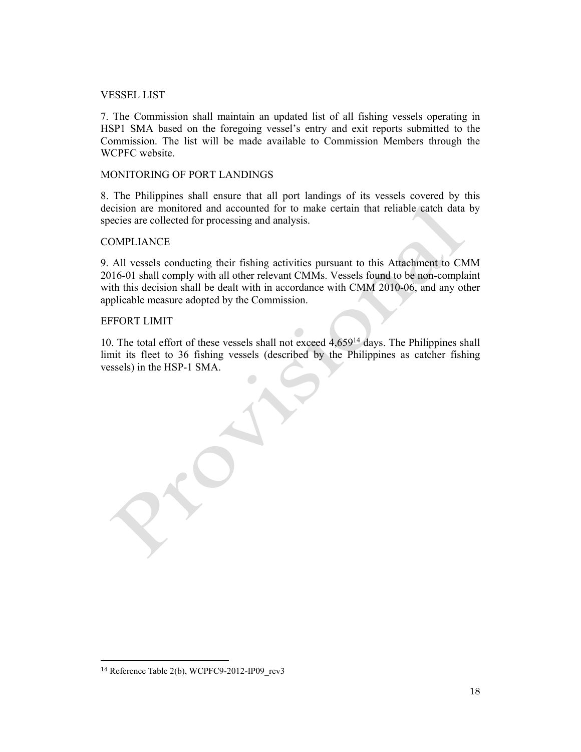VESSEL LIST

7. The Commission shall maintain an updated list of all fishing vessels operating in HSP1 SMA based on the foregoing vessel's entry and exit reports submitted to the Commission. The list will be made available to Commission Members through the WCPFC website.

MONITORING OF PORT LANDINGS

8. The Philippines shall ensure that all port landings of its vessels covered by this decision are monitored and accounted for to make certain that reliable catch data by species are collected for processing and analysis.

COMPLIANCE

9. All vessels conducting their fishing activities pursuant to this Attachment to CMM 2016-01 shall comply with all other relevant CMMs. Vessels found to be non-complaint with this decision shall be dealt with in accordance with CMM 2010-06, and any other applicable measure adopted by the Commission.

EFFORT LIMIT

10. The total effort of these vessels shall not exceed 4,659[14] days. The Philippines shall limit its fleet to 36 fishing vessels (described by the Philippines as catcher fishing vessels) in the HSP-1 SMA.

[14] Reference Table 2(b), WCPFC9-2012-IP09_rev3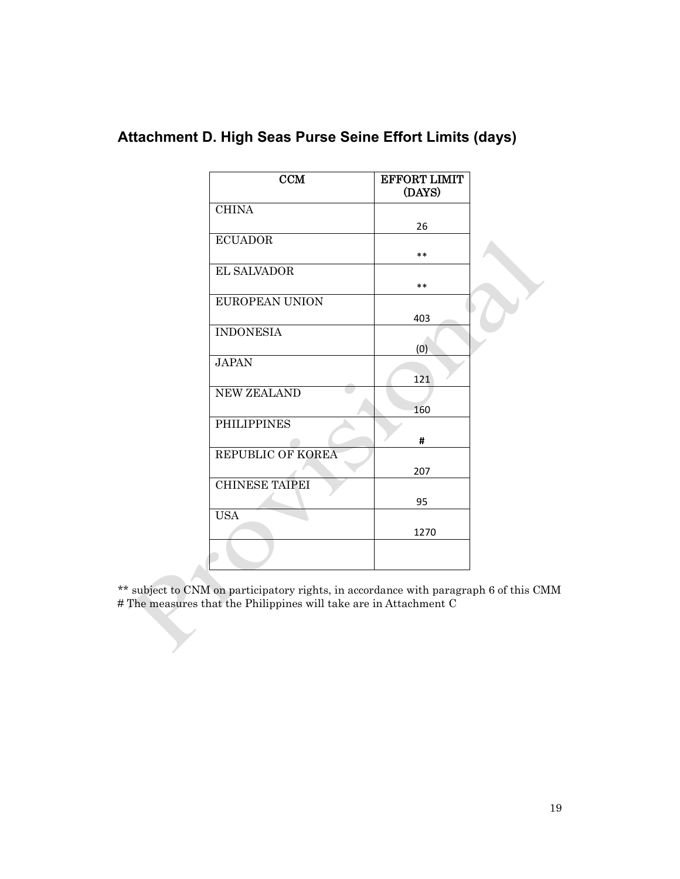## Attachment D. High Seas Purse Seine Effort Limits (days)

| CCM | EFFORT LIMIT (DAYS) |
|---|---|
| CHINA | 26 |
| ECUADOR | ** |
| EL SALVADOR | ** |
| EUROPEAN UNION | 403 |
| INDONESIA | (0) |
| JAPAN | 121 |
| NEW ZEALAND | 160 |
| PHILIPPINES | # |
| REPUBLIC OF KOREA | 207 |
| CHINESE TAIPEI | 95 |
| USA | 1270 |
| | |

** subject to CNM on participatory rights, in accordance with paragraph 6 of this CMM
# The measures that the Philippines will take are in Attachment C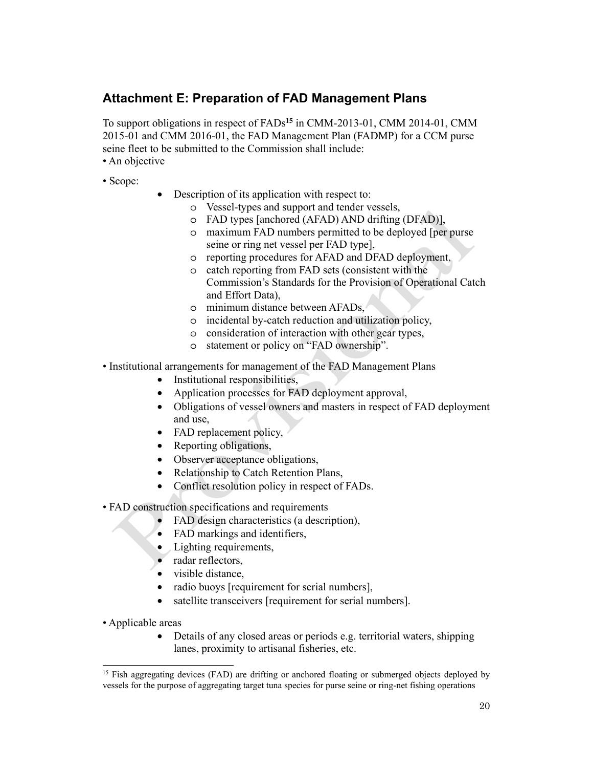## Attachment E: Preparation of FAD Management Plans

To support obligations in respect of FADs[15] in CMM-2013-01, CMM 2014-01, CMM 2015-01 and CMM 2016-01, the FAD Management Plan (FADMP) for a CCM purse seine fleet to be submitted to the Commission shall include:

• An objective

• Scope:

- Description of its application with respect to:
  - Vessel-types and support and tender vessels,
  - FAD types [anchored (AFAD) AND drifting (DFAD)],
  - maximum FAD numbers permitted to be deployed [per purse seine or ring net vessel per FAD type],
  - reporting procedures for AFAD and DFAD deployment,
  - catch reporting from FAD sets (consistent with the Commission's Standards for the Provision of Operational Catch and Effort Data),
  - minimum distance between AFADs,
  - incidental by-catch reduction and utilization policy,
  - consideration of interaction with other gear types,
  - statement or policy on "FAD ownership".

• Institutional arrangements for management of the FAD Management Plans

- Institutional responsibilities,
- Application processes for FAD deployment approval,
- Obligations of vessel owners and masters in respect of FAD deployment and use,
- FAD replacement policy,
- Reporting obligations,
- Observer acceptance obligations,
- Relationship to Catch Retention Plans,
- Conflict resolution policy in respect of FADs.

• FAD construction specifications and requirements

- FAD design characteristics (a description),
- FAD markings and identifiers,
- Lighting requirements,
- radar reflectors,
- visible distance,
- radio buoys [requirement for serial numbers],
- satellite transceivers [requirement for serial numbers].

• Applicable areas

- Details of any closed areas or periods e.g. territorial waters, shipping lanes, proximity to artisanal fisheries, etc.

---

[15] Fish aggregating devices (FAD) are drifting or anchored floating or submerged objects deployed by vessels for the purpose of aggregating target tuna species for purse seine or ring-net fishing operations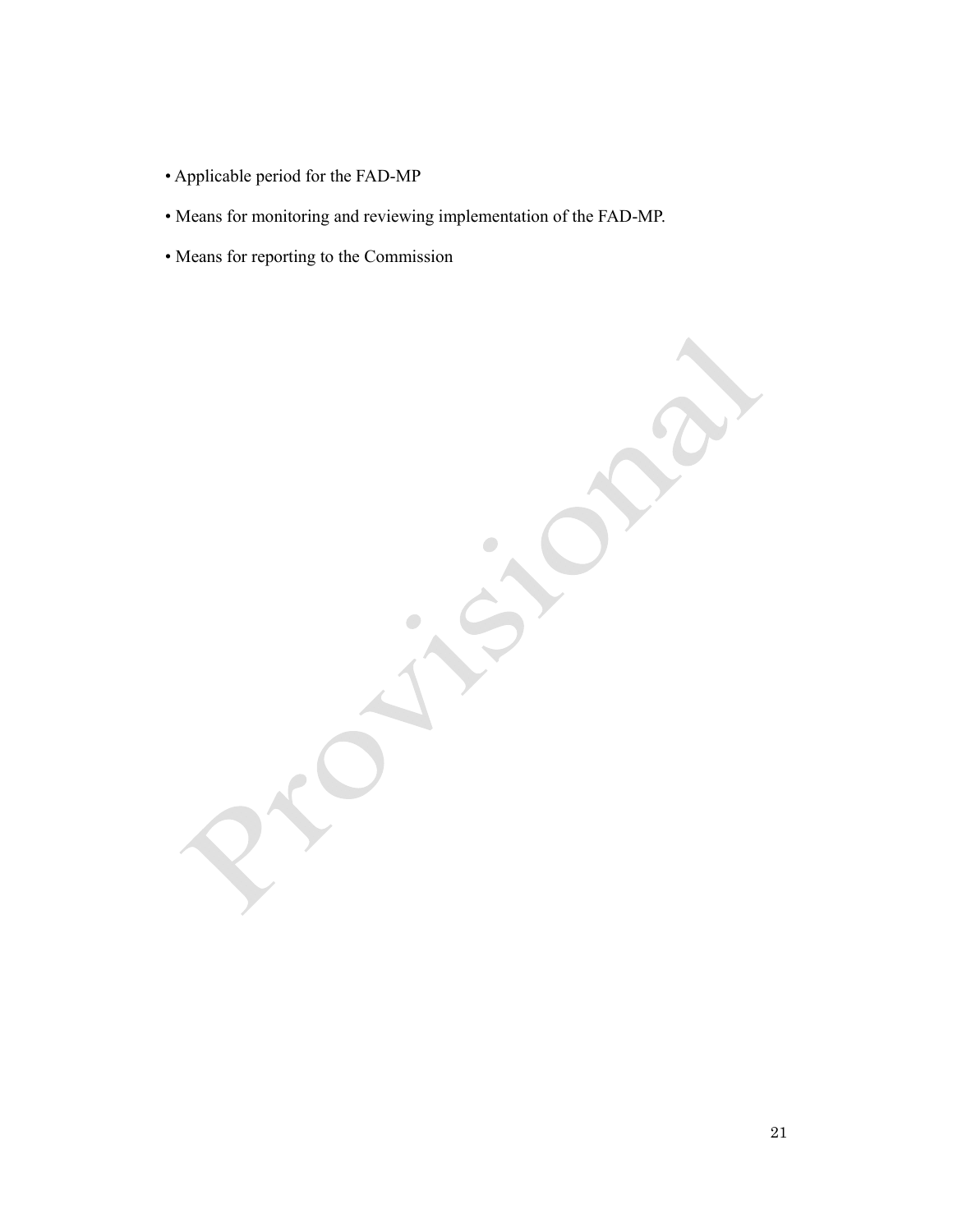- Applicable period for the FAD-MP
- Means for monitoring and reviewing implementation of the FAD-MP.
- Means for reporting to the Commission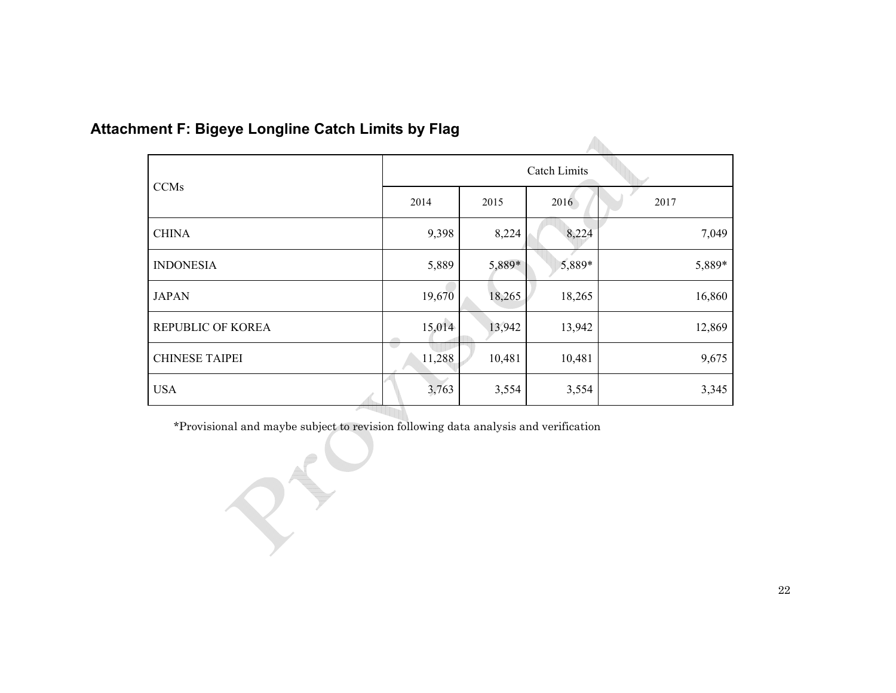## Attachment F: Bigeye Longline Catch Limits by Flag

| CCMs | Catch Limits | | | |
|---|---|---|---|---|
| | 2014 | 2015 | 2016 | 2017 |
| CHINA | 9,398 | 8,224 | 8,224 | 7,049 |
| INDONESIA | 5,889 | 5,889* | 5,889* | 5,889* |
| JAPAN | 19,670 | 18,265 | 18,265 | 16,860 |
| REPUBLIC OF KOREA | 15,014 | 13,942 | 13,942 | 12,869 |
| CHINESE TAIPEI | 11,288 | 10,481 | 10,481 | 9,675 |
| USA | 3,763 | 3,554 | 3,554 | 3,345 |

*Provisional and maybe subject to revision following data analysis and verification